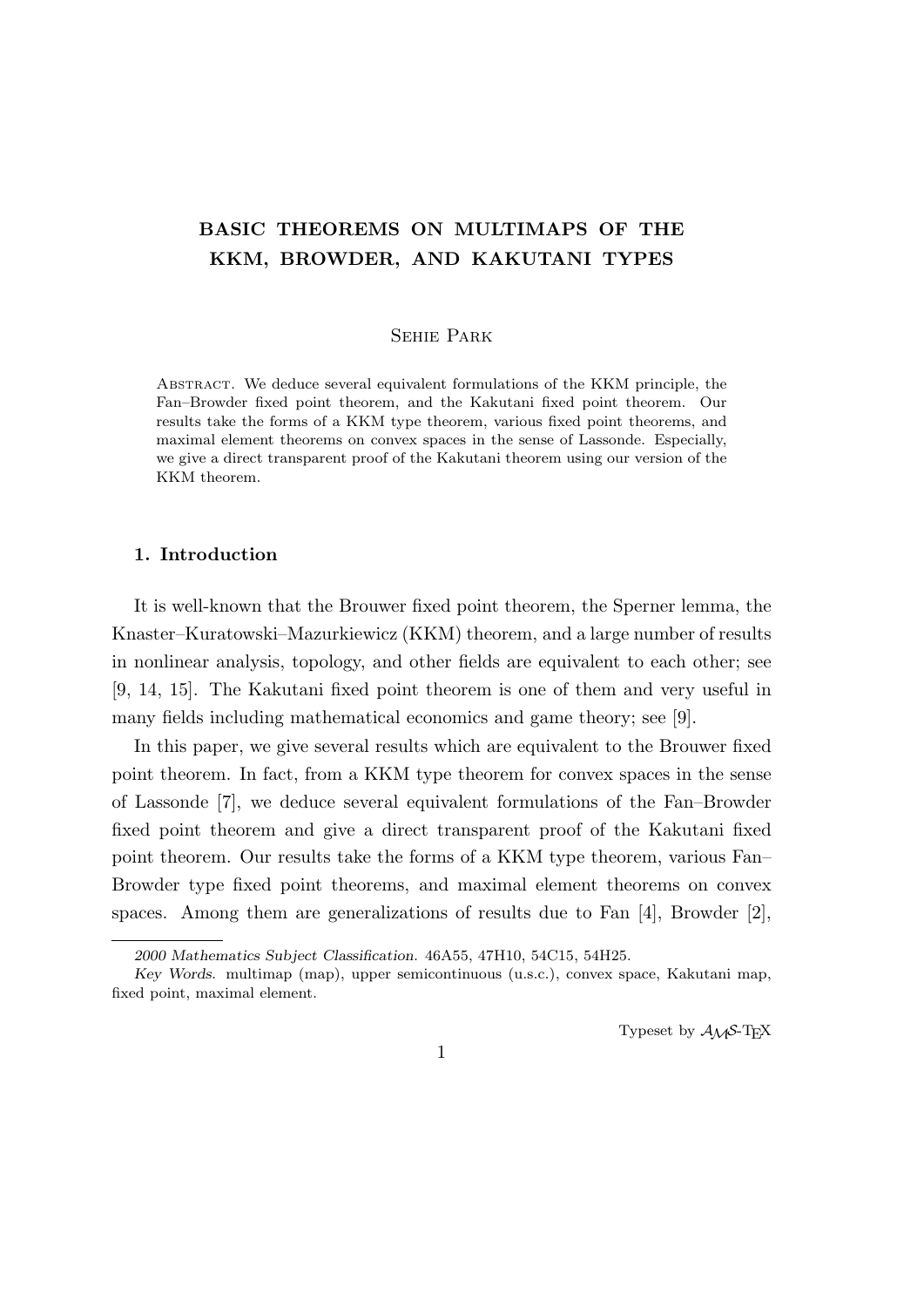# BASIC THEOREMS ON MULTIMAPS OF THE KKM, BROWDER, AND KAKUTANI TYPES

Sehie Park

Abstract. We deduce several equivalent formulations of the KKM principle, the Fan–Browder fixed point theorem, and the Kakutani fixed point theorem. Our results take the forms of a KKM type theorem, various fixed point theorems, and maximal element theorems on convex spaces in the sense of Lassonde. Especially, we give a direct transparent proof of the Kakutani theorem using our version of the KKM theorem.

## 1. Introduction

It is well-known that the Brouwer fixed point theorem, the Sperner lemma, the Knaster–Kuratowski–Mazurkiewicz (KKM) theorem, and a large number of results in nonlinear analysis, topology, and other fields are equivalent to each other; see [9, 14, 15]. The Kakutani fixed point theorem is one of them and very useful in many fields including mathematical economics and game theory; see [9].

In this paper, we give several results which are equivalent to the Brouwer fixed point theorem. In fact, from a KKM type theorem for convex spaces in the sense of Lassonde [7], we deduce several equivalent formulations of the Fan–Browder fixed point theorem and give a direct transparent proof of the Kakutani fixed point theorem. Our results take the forms of a KKM type theorem, various Fan–Browder type fixed point theorems, and maximal element theorems on convex spaces. Among them are generalizations of results due to Fan [4], Browder [2],

---

*2000 Mathematics Subject Classification.* 46A55, 47H10, 54C15, 54H25.

*Key Words.* multimap (map), upper semicontinuous (u.s.c.), convex space, Kakutani map, fixed point, maximal element.

Typeset by $\mathcal{A}_\mathcal{M}\mathcal{S}$-TEX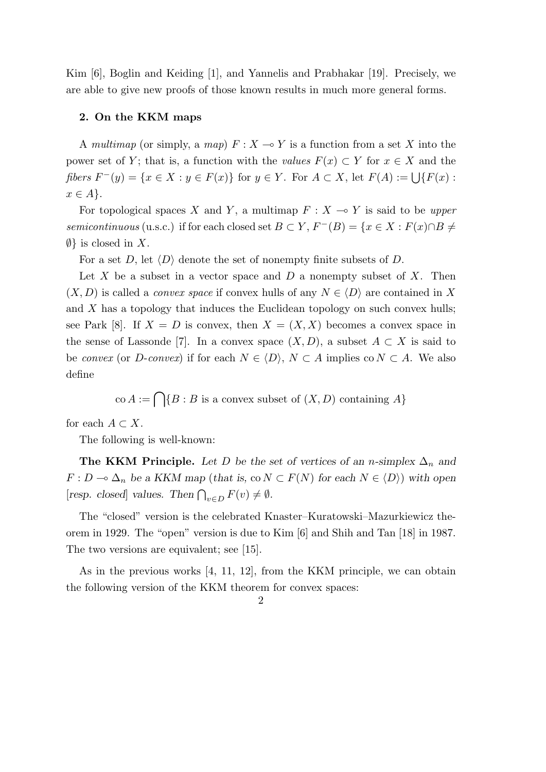Kim [6], Boglin and Keiding [1], and Yannelis and Prabhakar [19]. Precisely, we are able to give new proofs of those known results in much more general forms.

## 2. On the KKM maps

A *multimap* (or simply, a *map*) $F : X \multimap Y$ is a function from a set $X$ into the power set of $Y$; that is, a function with the *values* $F(x) \subset Y$ for $x \in X$ and the *fibers* $F^{-}(y) = \{x \in X : y \in F(x)\}$ for $y \in Y$. For $A \subset X$, let $F(A) := \bigcup\{F(x) : x \in A\}$.

For topological spaces $X$ and $Y$, a multimap $F : X \multimap Y$ is said to be *upper semicontinuous* (u.s.c.) if for each closed set $B \subset Y$, $F^{-}(B) = \{x \in X : F(x) \cap B \neq \emptyset\}$ is closed in $X$.

For a set $D$, let $\langle D \rangle$ denote the set of nonempty finite subsets of $D$.

Let $X$ be a subset in a vector space and $D$ a nonempty subset of $X$. Then $(X, D)$ is called a *convex space* if convex hulls of any $N \in \langle D \rangle$ are contained in $X$ and $X$ has a topology that induces the Euclidean topology on such convex hulls; see Park [8]. If $X = D$ is convex, then $X = (X, X)$ becomes a convex space in the sense of Lassonde [7]. In a convex space $(X, D)$, a subset $A \subset X$ is said to be *convex* (or *D-convex*) if for each $N \in \langle D \rangle$, $N \subset A$ implies $\operatorname{co} N \subset A$. We also define

$$\operatorname{co} A := \bigcap\{B : B \text{ is a convex subset of } (X, D) \text{ containing } A\}$$

for each $A \subset X$.

The following is well-known:

**The KKM Principle.** *Let $D$ be the set of vertices of an $n$-simplex $\Delta_n$ and $F : D \multimap \Delta_n$ be a KKM map (that is, $\operatorname{co} N \subset F(N)$ for each $N \in \langle D \rangle$) with open [resp. closed] values. Then $\bigcap_{v \in D} F(v) \neq \emptyset$.*

The "closed" version is the celebrated Knaster–Kuratowski–Mazurkiewicz theorem in 1929. The "open" version is due to Kim [6] and Shih and Tan [18] in 1987. The two versions are equivalent; see [15].

As in the previous works [4, 11, 12], from the KKM principle, we can obtain the following version of the KKM theorem for convex spaces: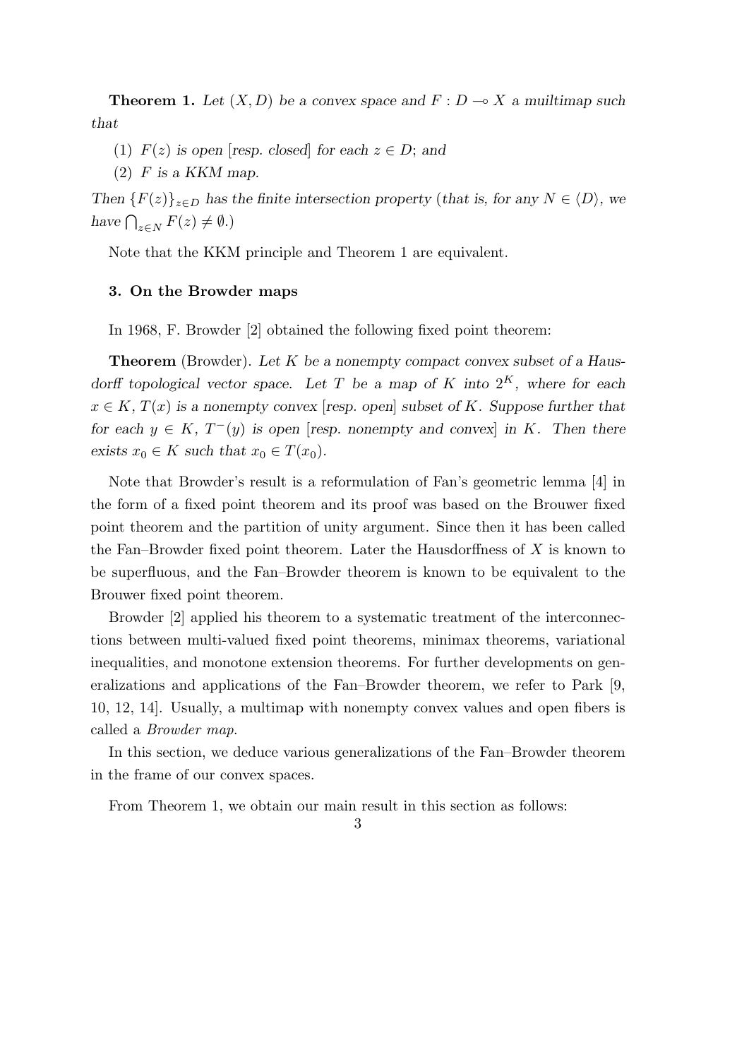**Theorem 1.** *Let $(X, D)$ be a convex space and $F : D \multimap X$ a muiltimap such that*

(1) *$F(z)$ is open* [*resp. closed*] *for each $z \in D$; and*

(2) *$F$ is a KKM map.*

*Then $\{F(z)\}_{z \in D}$ has the finite intersection property* (*that is, for any $N \in \langle D \rangle$, we have $\bigcap_{z \in N} F(z) \neq \emptyset$.*)

Note that the KKM principle and Theorem 1 are equivalent.

### 3. On the Browder maps

In 1968, F. Browder [2] obtained the following fixed point theorem:

**Theorem** (Browder). *Let $K$ be a nonempty compact convex subset of a Hausdorff topological vector space. Let $T$ be a map of $K$ into $2^K$, where for each $x \in K$, $T(x)$ is a nonempty convex* [*resp. open*] *subset of $K$. Suppose further that for each $y \in K$, $T^{-}(y)$ is open* [*resp. nonempty and convex*] *in $K$. Then there exists $x_0 \in K$ such that $x_0 \in T(x_0)$.*

Note that Browder's result is a reformulation of Fan's geometric lemma [4] in the form of a fixed point theorem and its proof was based on the Brouwer fixed point theorem and the partition of unity argument. Since then it has been called the Fan–Browder fixed point theorem. Later the Hausdorffness of $X$ is known to be superfluous, and the Fan–Browder theorem is known to be equivalent to the Brouwer fixed point theorem.

Browder [2] applied his theorem to a systematic treatment of the interconnections between multi-valued fixed point theorems, minimax theorems, variational inequalities, and monotone extension theorems. For further developments on generalizations and applications of the Fan–Browder theorem, we refer to Park [9, 10, 12, 14]. Usually, a multimap with nonempty convex values and open fibers is called a *Browder map*.

In this section, we deduce various generalizations of the Fan–Browder theorem in the frame of our convex spaces.

From Theorem 1, we obtain our main result in this section as follows: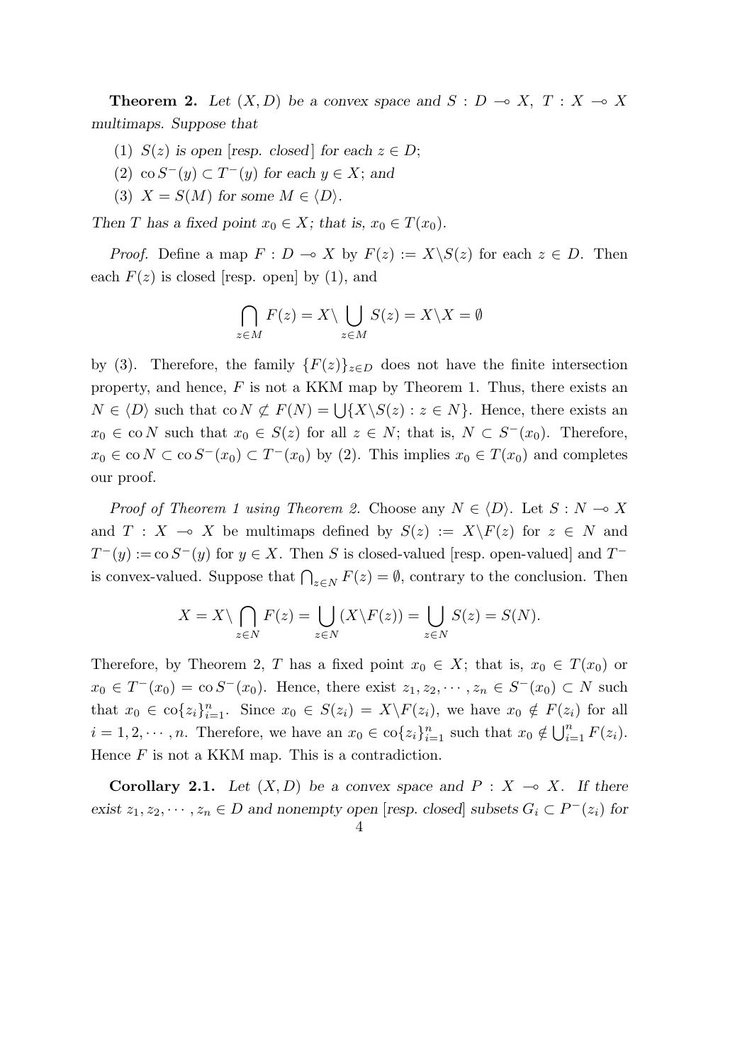**Theorem 2.** *Let $(X, D)$ be a convex space and $S : D \multimap X$, $T : X \multimap X$ multimaps. Suppose that*

(1) *$S(z)$ is open [resp. closed] for each $z \in D$;*
(2) *$\operatorname{co} S^{-}(y) \subset T^{-}(y)$ for each $y \in X$; and*
(3) *$X = S(M)$ for some $M \in \langle D \rangle$.*

*Then $T$ has a fixed point $x_0 \in X$; that is, $x_0 \in T(x_0)$.*

*Proof.* Define a map $F : D \multimap X$ by $F(z) := X \backslash S(z)$ for each $z \in D$. Then each $F(z)$ is closed [resp. open] by (1), and

$$\bigcap_{z \in M} F(z) = X \backslash \bigcup_{z \in M} S(z) = X \backslash X = \emptyset$$

by (3). Therefore, the family $\{F(z)\}_{z \in D}$ does not have the finite intersection property, and hence, $F$ is not a KKM map by Theorem 1. Thus, there exists an $N \in \langle D \rangle$ such that $\operatorname{co} N \not\subset F(N) = \bigcup\{X \backslash S(z) : z \in N\}$. Hence, there exists an $x_0 \in \operatorname{co} N$ such that $x_0 \in S(z)$ for all $z \in N$; that is, $N \subset S^{-}(x_0)$. Therefore, $x_0 \in \operatorname{co} N \subset \operatorname{co} S^{-}(x_0) \subset T^{-}(x_0)$ by (2). This implies $x_0 \in T(x_0)$ and completes our proof.

*Proof of Theorem 1 using Theorem 2.* Choose any $N \in \langle D \rangle$. Let $S : N \multimap X$ and $T : X \multimap X$ be multimaps defined by $S(z) := X \backslash F(z)$ for $z \in N$ and $T^{-}(y) := \operatorname{co} S^{-}(y)$ for $y \in X$. Then $S$ is closed-valued [resp. open-valued] and $T^{-}$ is convex-valued. Suppose that $\bigcap_{z \in N} F(z) = \emptyset$, contrary to the conclusion. Then

$$X = X \backslash \bigcap_{z \in N} F(z) = \bigcup_{z \in N} (X \backslash F(z)) = \bigcup_{z \in N} S(z) = S(N).$$

Therefore, by Theorem 2, $T$ has a fixed point $x_0 \in X$; that is, $x_0 \in T(x_0)$ or $x_0 \in T^{-}(x_0) = \operatorname{co} S^{-}(x_0)$. Hence, there exist $z_1, z_2, \cdots, z_n \in S^{-}(x_0) \subset N$ such that $x_0 \in \operatorname{co}\{z_i\}_{i=1}^n$. Since $x_0 \in S(z_i) = X \backslash F(z_i)$, we have $x_0 \notin F(z_i)$ for all $i = 1, 2, \cdots, n$. Therefore, we have an $x_0 \in \operatorname{co}\{z_i\}_{i=1}^n$ such that $x_0 \notin \bigcup_{i=1}^n F(z_i)$. Hence $F$ is not a KKM map. This is a contradiction.

**Corollary 2.1.** *Let $(X, D)$ be a convex space and $P : X \multimap X$. If there exist $z_1, z_2, \cdots, z_n \in D$ and nonempty open [resp. closed] subsets $G_i \subset P^{-}(z_i)$ for*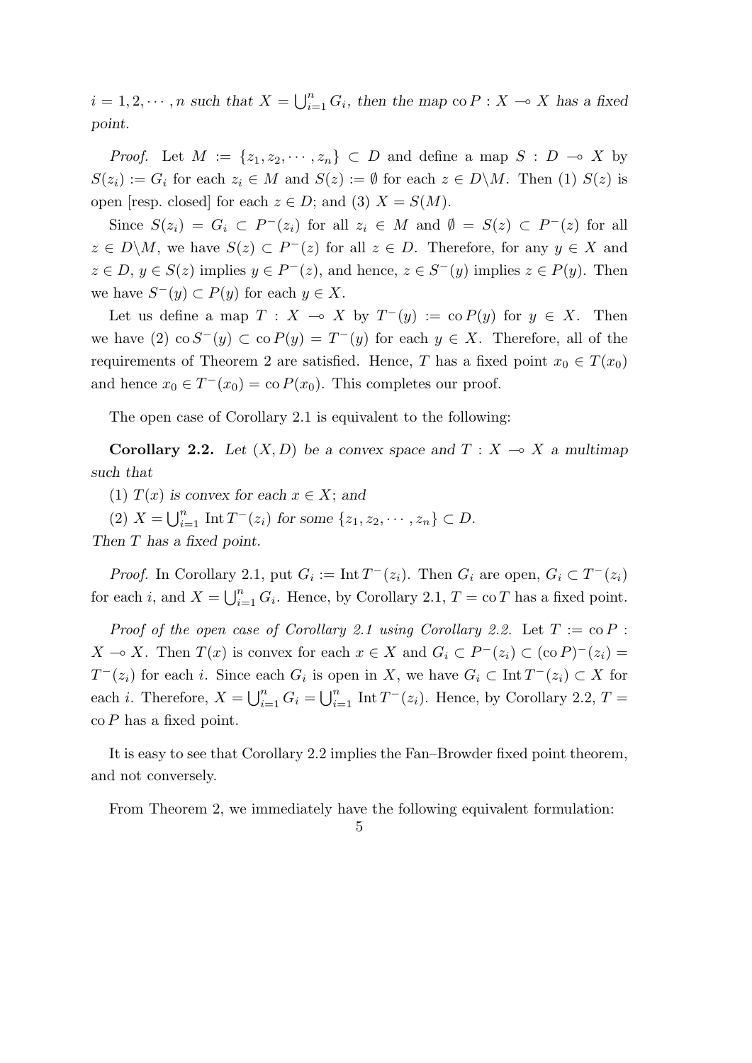*$i = 1, 2, \cdots, n$ such that $X = \bigcup_{i=1}^n G_i$, then the map $\mathrm{co}\, P : X \multimap X$ has a fixed point.*

*Proof.* Let $M := \{z_1, z_2, \cdots, z_n\} \subset D$ and define a map $S : D \multimap X$ by $S(z_i) := G_i$ for each $z_i \in M$ and $S(z) := \emptyset$ for each $z \in D \backslash M$. Then (1) $S(z)$ is open [resp. closed] for each $z \in D$; and (3) $X = S(M)$.

Since $S(z_i) = G_i \subset P^-(z_i)$ for all $z_i \in M$ and $\emptyset = S(z) \subset P^-(z)$ for all $z \in D \backslash M$, we have $S(z) \subset P^-(z)$ for all $z \in D$. Therefore, for any $y \in X$ and $z \in D$, $y \in S(z)$ implies $y \in P^-(z)$, and hence, $z \in S^-(y)$ implies $z \in P(y)$. Then we have $S^-(y) \subset P(y)$ for each $y \in X$.

Let us define a map $T : X \multimap X$ by $T^-(y) := \mathrm{co}\, P(y)$ for $y \in X$. Then we have (2) $\mathrm{co}\, S^-(y) \subset \mathrm{co}\, P(y) = T^-(y)$ for each $y \in X$. Therefore, all of the requirements of Theorem 2 are satisfied. Hence, $T$ has a fixed point $x_0 \in T(x_0)$ and hence $x_0 \in T^-(x_0) = \mathrm{co}\, P(x_0)$. This completes our proof.

The open case of Corollary 2.1 is equivalent to the following:

**Corollary 2.2.** *Let $(X, D)$ be a convex space and $T : X \multimap X$ a multimap such that*

*(1) $T(x)$ is convex for each $x \in X$; and*

*(2) $X = \bigcup_{i=1}^n \mathrm{Int}\, T^-(z_i)$ for some $\{z_1, z_2, \cdots, z_n\} \subset D$.*

*Then $T$ has a fixed point.*

*Proof.* In Corollary 2.1, put $G_i := \mathrm{Int}\, T^-(z_i)$. Then $G_i$ are open, $G_i \subset T^-(z_i)$ for each $i$, and $X = \bigcup_{i=1}^n G_i$. Hence, by Corollary 2.1, $T = \mathrm{co}\, T$ has a fixed point.

*Proof of the open case of Corollary 2.1 using Corollary 2.2.* Let $T := \mathrm{co}\, P : X \multimap X$. Then $T(x)$ is convex for each $x \in X$ and $G_i \subset P^-(z_i) \subset (\mathrm{co}\, P)^-(z_i) = T^-(z_i)$ for each $i$. Since each $G_i$ is open in $X$, we have $G_i \subset \mathrm{Int}\, T^-(z_i) \subset X$ for each $i$. Therefore, $X = \bigcup_{i=1}^n G_i = \bigcup_{i=1}^n \mathrm{Int}\, T^-(z_i)$. Hence, by Corollary 2.2, $T = \mathrm{co}\, P$ has a fixed point.

It is easy to see that Corollary 2.2 implies the Fan–Browder fixed point theorem, and not conversely.

From Theorem 2, we immediately have the following equivalent formulation: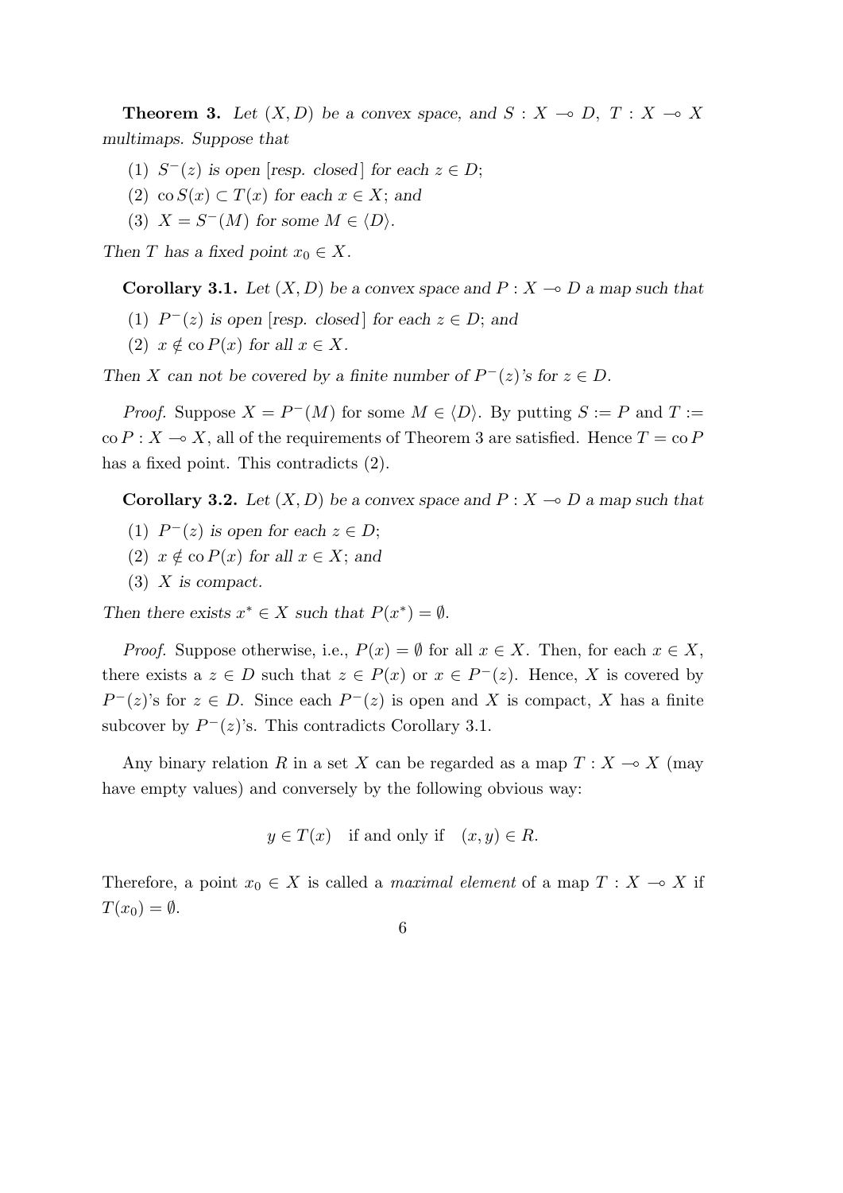**Theorem 3.** *Let $(X, D)$ be a convex space, and $S : X \multimap D$, $T : X \multimap X$ multimaps. Suppose that*

(1) *$S^-(z)$ is open [resp. closed] for each $z \in D$;*
(2) *$\operatorname{co} S(x) \subset T(x)$ for each $x \in X$; and*
(3) *$X = S^-(M)$ for some $M \in \langle D \rangle$.*

*Then $T$ has a fixed point $x_0 \in X$.*

**Corollary 3.1.** *Let $(X, D)$ be a convex space and $P : X \multimap D$ a map such that*

(1) *$P^-(z)$ is open [resp. closed] for each $z \in D$; and*
(2) *$x \notin \operatorname{co} P(x)$ for all $x \in X$.*

*Then $X$ can not be covered by a finite number of $P^-(z)$'s for $z \in D$.*

*Proof.* Suppose $X = P^-(M)$ for some $M \in \langle D \rangle$. By putting $S := P$ and $T := \operatorname{co} P : X \multimap X$, all of the requirements of Theorem 3 are satisfied. Hence $T = \operatorname{co} P$ has a fixed point. This contradicts (2).

**Corollary 3.2.** *Let $(X, D)$ be a convex space and $P : X \multimap D$ a map such that*

(1) *$P^-(z)$ is open for each $z \in D$;*
(2) *$x \notin \operatorname{co} P(x)$ for all $x \in X$; and*
(3) *$X$ is compact.*

*Then there exists $x^* \in X$ such that $P(x^*) = \emptyset$.*

*Proof.* Suppose otherwise, i.e., $P(x) = \emptyset$ for all $x \in X$. Then, for each $x \in X$, there exists a $z \in D$ such that $z \in P(x)$ or $x \in P^-(z)$. Hence, $X$ is covered by $P^-(z)$'s for $z \in D$. Since each $P^-(z)$ is open and $X$ is compact, $X$ has a finite subcover by $P^-(z)$'s. This contradicts Corollary 3.1.

Any binary relation $R$ in a set $X$ can be regarded as a map $T : X \multimap X$ (may have empty values) and conversely by the following obvious way:

$$y \in T(x) \quad \text{if and only if} \quad (x, y) \in R.$$

Therefore, a point $x_0 \in X$ is called a *maximal element* of a map $T : X \multimap X$ if $T(x_0) = \emptyset$.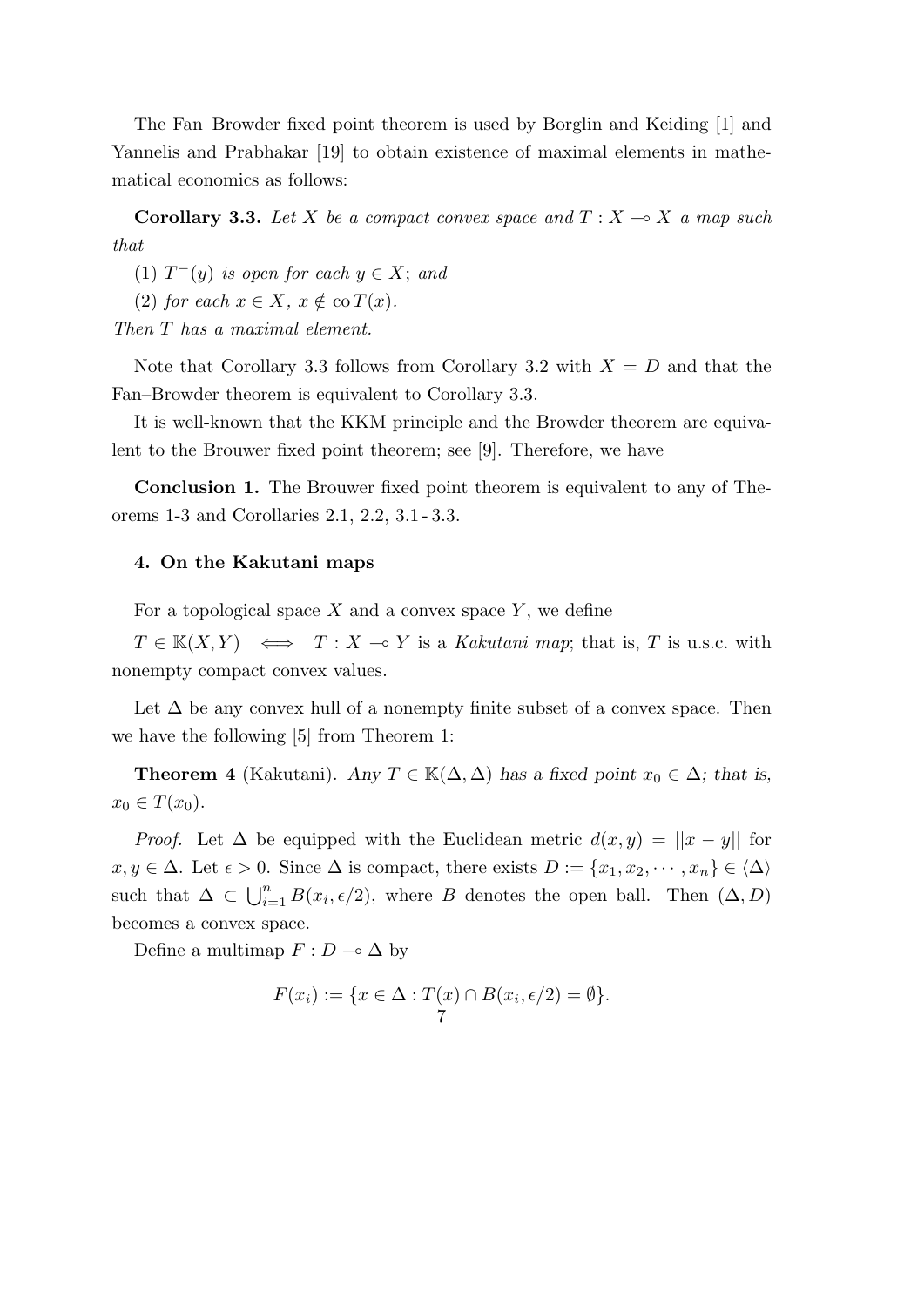The Fan–Browder fixed point theorem is used by Borglin and Keiding [1] and Yannelis and Prabhakar [19] to obtain existence of maximal elements in mathematical economics as follows:

**Corollary 3.3.** *Let $X$ be a compact convex space and $T : X \multimap X$ a map such that*

*(1) $T^{-}(y)$ is open for each $y \in X$; and*

*(2) for each $x \in X$, $x \notin \mathrm{co}\, T(x)$.*

*Then $T$ has a maximal element.*

Note that Corollary 3.3 follows from Corollary 3.2 with $X = D$ and that the Fan–Browder theorem is equivalent to Corollary 3.3.

It is well-known that the KKM principle and the Browder theorem are equivalent to the Brouwer fixed point theorem; see [9]. Therefore, we have

**Conclusion 1.** The Brouwer fixed point theorem is equivalent to any of Theorems 1-3 and Corollaries 2.1, 2.2, 3.1 - 3.3.

## 4. On the Kakutani maps

For a topological space $X$ and a convex space $Y$, we define

$T \in \mathbb{K}(X, Y) \iff T : X \multimap Y$ is a *Kakutani map*; that is, $T$ is u.s.c. with nonempty compact convex values.

Let $\Delta$ be any convex hull of a nonempty finite subset of a convex space. Then we have the following [5] from Theorem 1:

**Theorem 4** (Kakutani). *Any $T \in \mathbb{K}(\Delta, \Delta)$ has a fixed point $x_0 \in \Delta$; that is, $x_0 \in T(x_0)$.*

*Proof.* Let $\Delta$ be equipped with the Euclidean metric $d(x, y) = ||x - y||$ for $x, y \in \Delta$. Let $\epsilon > 0$. Since $\Delta$ is compact, there exists $D := \{x_1, x_2, \cdots, x_n\} \in \langle \Delta \rangle$ such that $\Delta \subset \bigcup_{i=1}^{n} B(x_i, \epsilon/2)$, where $B$ denotes the open ball. Then $(\Delta, D)$ becomes a convex space.

Define a multimap $F : D \multimap \Delta$ by

$$F(x_i) := \{x \in \Delta : T(x) \cap \overline{B}(x_i, \epsilon/2) = \emptyset\}.$$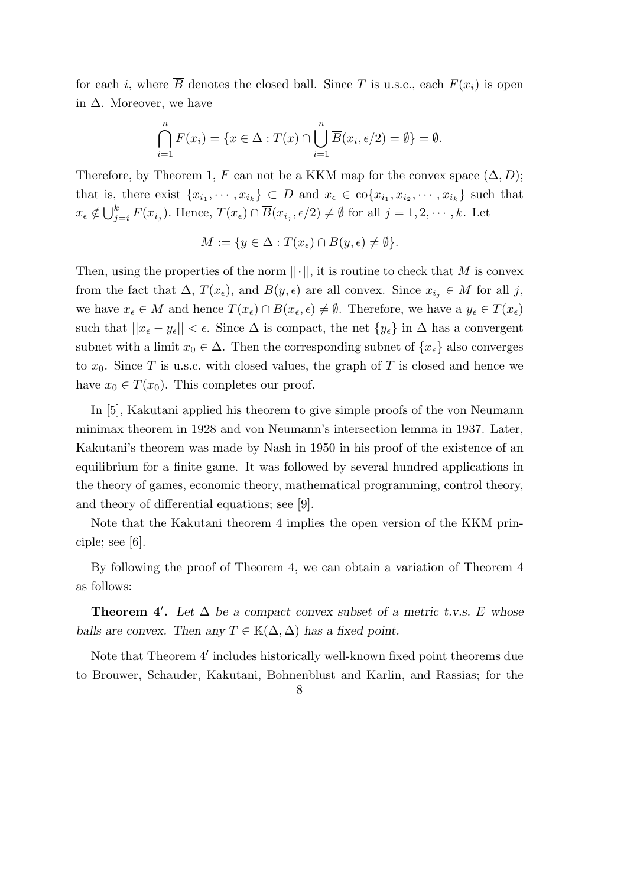for each $i$, where $\overline{B}$ denotes the closed ball. Since $T$ is u.s.c., each $F(x_i)$ is open in $\Delta$. Moreover, we have

$$\bigcap_{i=1}^{n} F(x_i) = \{x \in \Delta : T(x) \cap \bigcup_{i=1}^{n} \overline{B}(x_i, \epsilon/2) = \emptyset\} = \emptyset.$$

Therefore, by Theorem 1, $F$ can not be a KKM map for the convex space $(\Delta, D)$; that is, there exist $\{x_{i_1}, \cdots, x_{i_k}\} \subset D$ and $x_\epsilon \in \operatorname{co}\{x_{i_1}, x_{i_2}, \cdots, x_{i_k}\}$ such that $x_\epsilon \notin \bigcup_{j=i}^{k} F(x_{i_j})$. Hence, $T(x_\epsilon) \cap \overline{B}(x_{i_j}, \epsilon/2) \neq \emptyset$ for all $j = 1, 2, \cdots, k$. Let

$$M := \{y \in \Delta : T(x_\epsilon) \cap B(y, \epsilon) \neq \emptyset\}.$$

Then, using the properties of the norm $||\cdot||$, it is routine to check that $M$ is convex from the fact that $\Delta$, $T(x_\epsilon)$, and $B(y, \epsilon)$ are all convex. Since $x_{i_j} \in M$ for all $j$, we have $x_\epsilon \in M$ and hence $T(x_\epsilon) \cap B(x_\epsilon, \epsilon) \neq \emptyset$. Therefore, we have a $y_\epsilon \in T(x_\epsilon)$ such that $||x_\epsilon - y_\epsilon|| < \epsilon$. Since $\Delta$ is compact, the net $\{y_\epsilon\}$ in $\Delta$ has a convergent subnet with a limit $x_0 \in \Delta$. Then the corresponding subnet of $\{x_\epsilon\}$ also converges to $x_0$. Since $T$ is u.s.c. with closed values, the graph of $T$ is closed and hence we have $x_0 \in T(x_0)$. This completes our proof.

In [5], Kakutani applied his theorem to give simple proofs of the von Neumann minimax theorem in 1928 and von Neumann's intersection lemma in 1937. Later, Kakutani's theorem was made by Nash in 1950 in his proof of the existence of an equilibrium for a finite game. It was followed by several hundred applications in the theory of games, economic theory, mathematical programming, control theory, and theory of differential equations; see [9].

Note that the Kakutani theorem 4 implies the open version of the KKM principle; see [6].

By following the proof of Theorem 4, we can obtain a variation of Theorem 4 as follows:

**Theorem 4$'$.** *Let $\Delta$ be a compact convex subset of a metric t.v.s. $E$ whose balls are convex. Then any $T \in \mathbb{K}(\Delta, \Delta)$ has a fixed point.*

Note that Theorem 4$'$ includes historically well-known fixed point theorems due to Brouwer, Schauder, Kakutani, Bohnenblust and Karlin, and Rassias; for the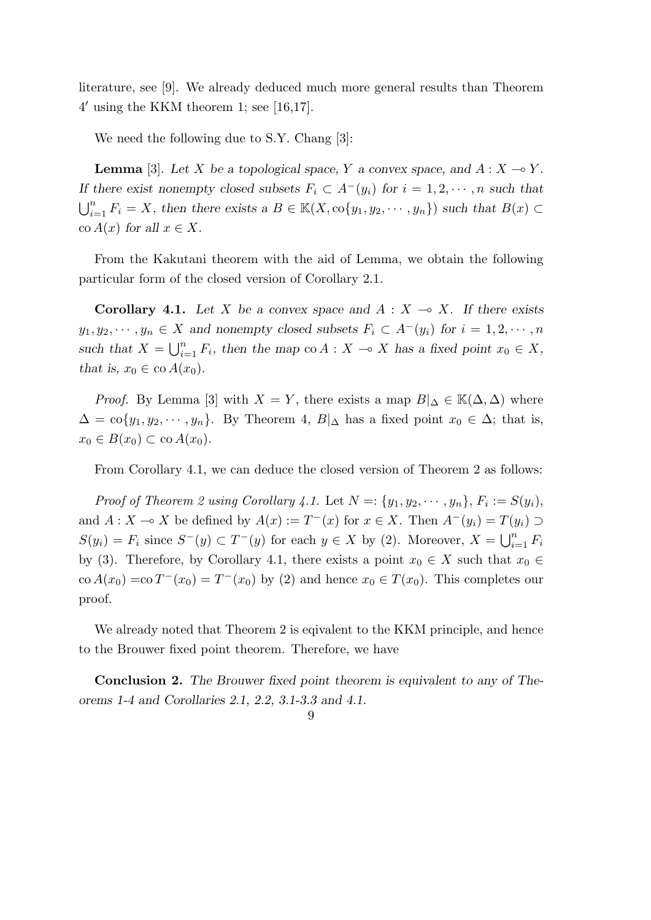literature, see [9]. We already deduced much more general results than Theorem $4'$ using the KKM theorem 1; see [16,17].

We need the following due to S.Y. Chang [3]:

**Lemma** [3]. *Let $X$ be a topological space, $Y$ a convex space, and $A : X \multimap Y$. If there exist nonempty closed subsets $F_i \subset A^-(y_i)$ for $i = 1, 2, \cdots, n$ such that $\bigcup_{i=1}^n F_i = X$, then there exists a $B \in \mathbb{K}(X, \mathrm{co}\{y_1, y_2, \cdots, y_n\})$ such that $B(x) \subset \mathrm{co}\, A(x)$ for all $x \in X$.*

From the Kakutani theorem with the aid of Lemma, we obtain the following particular form of the closed version of Corollary 2.1.

**Corollary 4.1.** *Let $X$ be a convex space and $A : X \multimap X$. If there exists $y_1, y_2, \cdots, y_n \in X$ and nonempty closed subsets $F_i \subset A^-(y_i)$ for $i = 1, 2, \cdots, n$ such that $X = \bigcup_{i=1}^n F_i$, then the map $\mathrm{co}\, A : X \multimap X$ has a fixed point $x_0 \in X$, that is, $x_0 \in \mathrm{co}\, A(x_0)$.*

*Proof.* By Lemma [3] with $X = Y$, there exists a map $B|_\Delta \in \mathbb{K}(\Delta, \Delta)$ where $\Delta = \mathrm{co}\{y_1, y_2, \cdots, y_n\}$. By Theorem 4, $B|_\Delta$ has a fixed point $x_0 \in \Delta$; that is, $x_0 \in B(x_0) \subset \mathrm{co}\, A(x_0)$.

From Corollary 4.1, we can deduce the closed version of Theorem 2 as follows:

*Proof of Theorem 2 using Corollary 4.1.* Let $N =: \{y_1, y_2, \cdots, y_n\}$, $F_i := S(y_i)$, and $A : X \multimap X$ be defined by $A(x) := T^-(x)$ for $x \in X$. Then $A^-(y_i) = T(y_i) \supset S(y_i) = F_i$ since $S^-(y) \subset T^-(y)$ for each $y \in X$ by (2). Moreover, $X = \bigcup_{i=1}^n F_i$ by (3). Therefore, by Corollary 4.1, there exists a point $x_0 \in X$ such that $x_0 \in \mathrm{co}\, A(x_0) = \mathrm{co}\, T^-(x_0) = T^-(x_0)$ by (2) and hence $x_0 \in T(x_0)$. This completes our proof.

We already noted that Theorem 2 is eqivalent to the KKM principle, and hence to the Brouwer fixed point theorem. Therefore, we have

**Conclusion 2.** *The Brouwer fixed point theorem is equivalent to any of Theorems 1-4 and Corollaries 2.1, 2.2, 3.1-3.3 and 4.1.*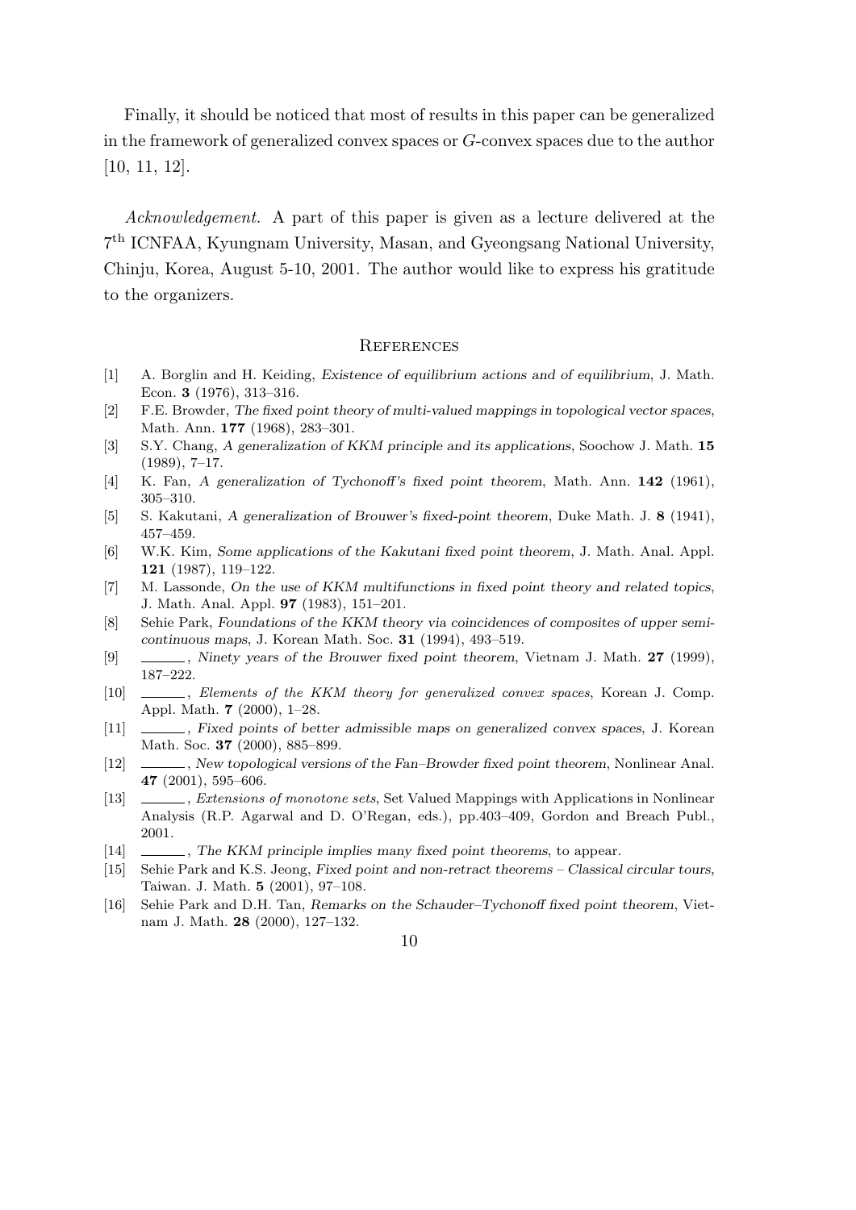Finally, it should be noticed that most of results in this paper can be generalized in the framework of generalized convex spaces or $G$-convex spaces due to the author [10, 11, 12].

*Acknowledgement.* A part of this paper is given as a lecture delivered at the 7[th] ICNFAA, Kyungnam University, Masan, and Gyeongsang National University, Chinju, Korea, August 5-10, 2001. The author would like to express his gratitude to the organizers.

## References

[1] A. Borglin and H. Keiding, *Existence of equilibrium actions and of equilibrium*, J. Math. Econ. **3** (1976), 313–316.

[2] F.E. Browder, *The fixed point theory of multi-valued mappings in topological vector spaces*, Math. Ann. **177** (1968), 283–301.

[3] S.Y. Chang, *A generalization of KKM principle and its applications*, Soochow J. Math. **15** (1989), 7–17.

[4] K. Fan, *A generalization of Tychonoff's fixed point theorem*, Math. Ann. **142** (1961), 305–310.

[5] S. Kakutani, *A generalization of Brouwer's fixed-point theorem*, Duke Math. J. **8** (1941), 457–459.

[6] W.K. Kim, *Some applications of the Kakutani fixed point theorem*, J. Math. Anal. Appl. **121** (1987), 119–122.

[7] M. Lassonde, *On the use of KKM multifunctions in fixed point theory and related topics*, J. Math. Anal. Appl. **97** (1983), 151–201.

[8] Sehie Park, *Foundations of the KKM theory via coincidences of composites of upper semicontinuous maps*, J. Korean Math. Soc. **31** (1994), 493–519.

[9] ______, *Ninety years of the Brouwer fixed point theorem*, Vietnam J. Math. **27** (1999), 187–222.

[10] ______, *Elements of the KKM theory for generalized convex spaces*, Korean J. Comp. Appl. Math. **7** (2000), 1–28.

[11] ______, *Fixed points of better admissible maps on generalized convex spaces*, J. Korean Math. Soc. **37** (2000), 885–899.

[12] ______, *New topological versions of the Fan–Browder fixed point theorem*, Nonlinear Anal. **47** (2001), 595–606.

[13] ______, *Extensions of monotone sets*, Set Valued Mappings with Applications in Nonlinear Analysis (R.P. Agarwal and D. O'Regan, eds.), pp.403–409, Gordon and Breach Publ., 2001.

[14] ______, *The KKM principle implies many fixed point theorems*, to appear.

[15] Sehie Park and K.S. Jeong, *Fixed point and non-retract theorems – Classical circular tours*, Taiwan. J. Math. **5** (2001), 97–108.

[16] Sehie Park and D.H. Tan, *Remarks on the Schauder–Tychonoff fixed point theorem*, Vietnam J. Math. **28** (2000), 127–132.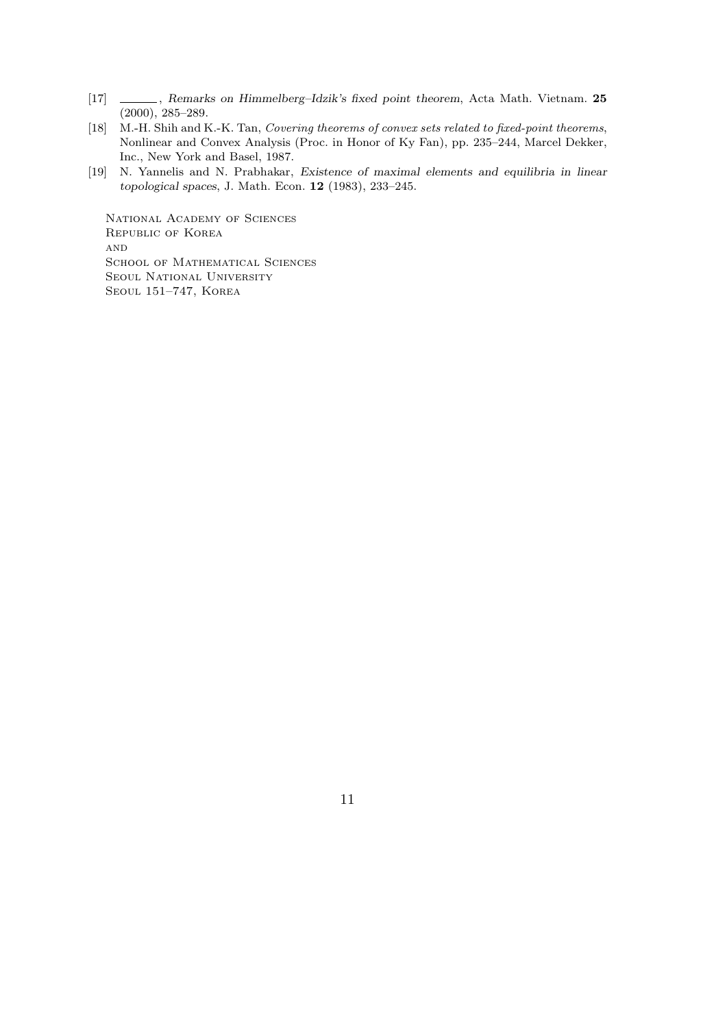[17] ______, *Remarks on Himmelberg–Idzik's fixed point theorem*, Acta Math. Vietnam. **25** (2000), 285–289.

[18] M.-H. Shih and K.-K. Tan, *Covering theorems of convex sets related to fixed-point theorems*, Nonlinear and Convex Analysis (Proc. in Honor of Ky Fan), pp. 235–244, Marcel Dekker, Inc., New York and Basel, 1987.

[19] N. Yannelis and N. Prabhakar, *Existence of maximal elements and equilibria in linear topological spaces*, J. Math. Econ. **12** (1983), 233–245.

National Academy of Sciences
Republic of Korea
and
School of Mathematical Sciences
Seoul National University
Seoul 151–747, Korea